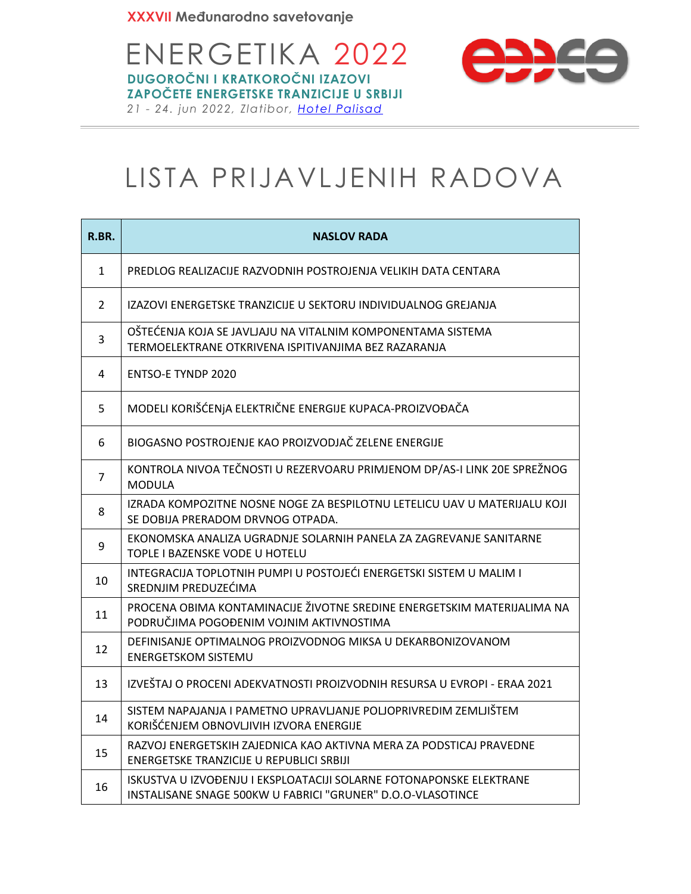XXXVII Međunarodno savetovanje

# ENERGETIKA 2022

**DUGOROČNI I KRATKOROČNI IZAZOVI ZAPOČETE ENERGETSKE TRANZICIJE U SRBIJI**

*21 - 24. jun 2022, Zlatibor, Hotel Palisad*

# LISTA PRIJAVLJENIH RADOVA

| R.BR. | NASLOV RADA |
|---|---|
| 1 | PREDLOG REALIZACIJE RAZVODNIH POSTROJENJA VELIKIH DATA CENTARA |
| 2 | IZAZOVI ENERGETSKE TRANZICIJE U SEKTORU INDIVIDUALNOG GREJANJA |
| 3 | OŠTEĆENJA KOJA SE JAVLJAJU NA VITALNIM KOMPONENTAMA SISTEMA TERMOELEKTRANE OTKRIVENA ISPITIVANJIMA BEZ RAZARANJA |
| 4 | ENTSO-E TYNDP 2020 |
| 5 | MODELI KORIŠĆENjA ELEKTRIČNE ENERGIJE KUPACA-PROIZVOĐAČA |
| 6 | BIOGASNO POSTROJENJE KAO PROIZVODJAČ ZELENE ENERGIJE |
| 7 | KONTROLA NIVOA TEČNOSTI U REZERVOARU PRIMJENOM DP/AS-I LINK 20E SPREŽNOG MODULA |
| 8 | IZRADA KOMPOZITNE NOSNE NOGE ZA BESPILOTNU LETELICU UAV U MATERIJALU KOJI SE DOBIJA PRERADOM DRVNOG OTPADA. |
| 9 | EKONOMSKA ANALIZA UGRADNJE SOLARNIH PANELA ZA ZAGREVANJE SANITARNE TOPLE I BAZENSKE VODE U HOTELU |
| 10 | INTEGRACIJA TOPLOTNIH PUMPI U POSTOJEĆI ENERGETSKI SISTEM U MALIM I SREDNJIM PREDUZEĆIMA |
| 11 | PROCENA OBIMA KONTAMINACIJE ŽIVOTNE SREDINE ENERGETSKIM MATERIJALIMA NA PODRUČJIMA POGOĐENIM VOJNIM AKTIVNOSTIMA |
| 12 | DEFINISANJE OPTIMALNOG PROIZVODNOG MIKSA U DEKARBONIZOVANOM ENERGETSKOM SISTEMU |
| 13 | IZVEŠTAJ O PROCENI ADEKVATNOSTI PROIZVODNIH RESURSA U EVROPI - ERAA 2021 |
| 14 | SISTEM NAPAJANJA I PAMETNO UPRAVLJANJE POLJOPRIVREDIM ZEMLJIŠTEM KORIŠĆENJEM OBNOVLJIVIH IZVORA ENERGIJE |
| 15 | RAZVOJ ENERGETSKIH ZAJEDNICA KAO AKTIVNA MERA ZA PODSTICAJ PRAVEDNE ENERGETSKE TRANZICIJE U REPUBLICI SRBIJI |
| 16 | ISKUSTVA U IZVOĐENJU I EKSPLOATACIJI SOLARNE FOTONAPONSKE ELEKTRANE INSTALISANE SNAGE 500KW U FABRICI "GRUNER" D.O.O-VLASOTINCE |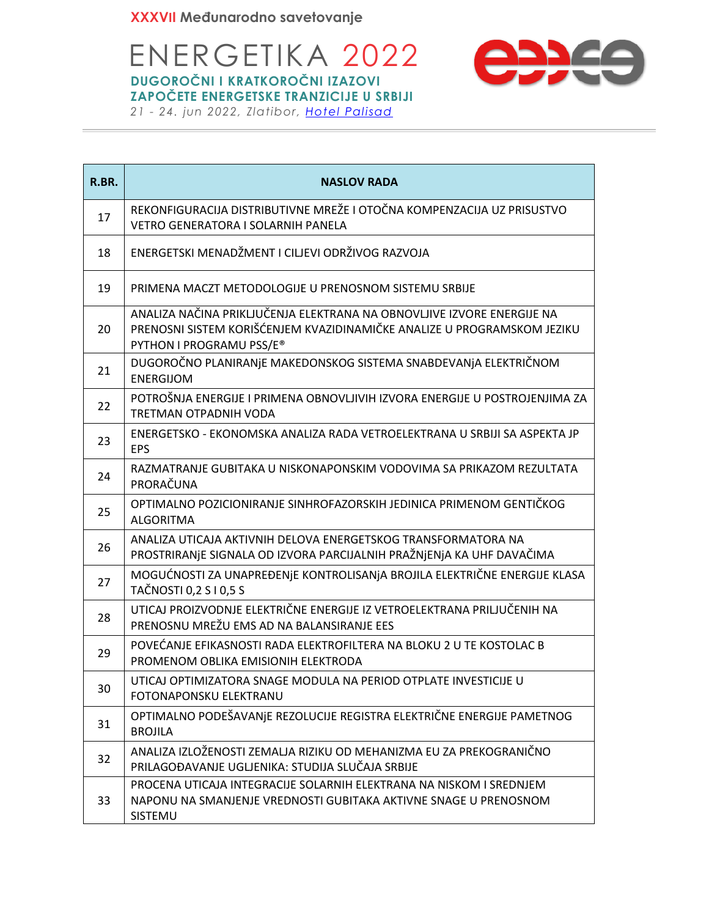| R.BR. | NASLOV RADA |
|---|---|
| 17 | REKONFIGURACIJA DISTRIBUTIVNE MREŽE I OTOČNA KOMPENZACIJA UZ PRISUSTVO VETRO GENERATORA I SOLARNIH PANELA |
| 18 | ENERGETSKI MENADŽMENT I CILJEVI ODRŽIVOG RAZVOJA |
| 19 | PRIMENA MACZT METODOLOGIJE U PRENOSNOM SISTEMU SRBIJE |
| 20 | ANALIZA NAČINA PRIKLJUČENJA ELEKTRANA NA OBNOVLJIVE IZVORE ENERGIJE NA PRENOSNI SISTEM KORIŠĆENJEM KVAZIDINAMIČKE ANALIZE U PROGRAMSKOM JEZIKU PYTHON I PROGRAMU PSS/E® |
| 21 | DUGOROČNO PLANIRANjE MAKEDONSKOG SISTEMA SNABDEVANjA ELEKTRIČNOM ENERGIJOM |
| 22 | POTROŠNJA ENERGIJE I PRIMENA OBNOVLJIVIH IZVORA ENERGIJE U POSTROJENJIMA ZA TRETMAN OTPADNIH VODA |
| 23 | ENERGETSKO - EKONOMSKA ANALIZA RADA VETROELEKTRANA U SRBIJI SA ASPEKTA JP EPS |
| 24 | RAZMATRANJE GUBITAKA U NISKONAPONSKIM VODOVIMA SA PRIKAZOM REZULTATA PRORAČUNA |
| 25 | OPTIMALNO POZICIONIRANJE SINHROFAZORSKIH JEDINICA PRIMENOM GENTIČKOG ALGORITMA |
| 26 | ANALIZA UTICAJA AKTIVNIH DELOVA ENERGETSKOG TRANSFORMATORA NA PROSTRIRANjE SIGNALA OD IZVORA PARCIJALNIH PRAŽNjENjA KA UHF DAVAČIMA |
| 27 | MOGUĆNOSTI ZA UNAPREĐENjE KONTROLISANjA BROJILA ELEKTRIČNE ENERGIJE KLASA TAČNOSTI 0,2 S I 0,5 S |
| 28 | UTICAJ PROIZVODNJE ELEKTRIČNE ENERGIJE IZ VETROELEKTRANA PRILJUČENIH NA PRENOSNU MREŽU EMS AD NA BALANSIRANJE EES |
| 29 | POVEĆANJE EFIKASNOSTI RADA ELEKTROFILTERA NA BLOKU 2 U TE KOSTOLAC B PROMENOM OBLIKA EMISIONIH ELEKTRODA |
| 30 | UTICAJ OPTIMIZATORA SNAGE MODULA NA PERIOD OTPLATE INVESTICIJE U FOTONAPONSKU ELEKTRANU |
| 31 | OPTIMALNO PODEŠAVANjE REZOLUCIJE REGISTRA ELEKTRIČNE ENERGIJE PAMETNOG BROJILA |
| 32 | ANALIZA IZLOŽENOSTI ZEMALJA RIZIKU OD MEHANIZMA EU ZA PREKOGRANIČNO PRILAGOĐAVANJE UGLJENIKA: STUDIJA SLUČAJA SRBIJE |
| 33 | PROCENA UTICAJA INTEGRACIJE SOLARNIH ELEKTRANA NA NISKOM I SREDNJEM NAPONU NA SMANJENJE VREDNOSTI GUBITAKA AKTIVNE SNAGE U PRENOSNOM SISTEMU |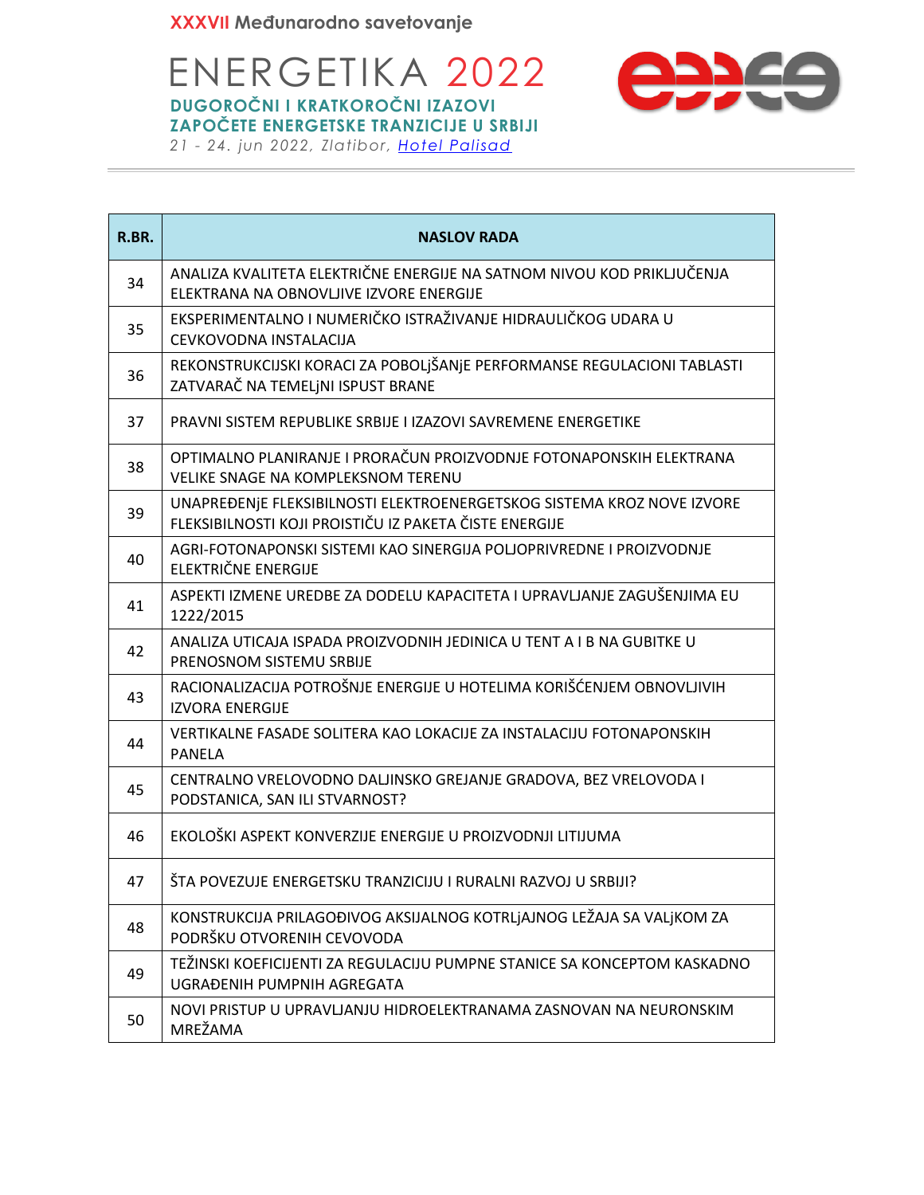| R.BR. | NASLOV RADA |
|---|---|
| 34 | ANALIZA KVALITETA ELEKTRIČNE ENERGIJE NA SATNOM NIVOU KOD PRIKLJUČENJA ELEKTRANA NA OBNOVLJIVE IZVORE ENERGIJE |
| 35 | EKSPERIMENTALNO I NUMERIČKO ISTRAŽIVANJE HIDRAULIČKOG UDARA U CEVKOVODNA INSTALACIJA |
| 36 | REKONSTRUKCIJSKI KORACI ZA POBOLjŠANjE PERFORMANSE REGULACIONI TABLASTI ZATVARAČ NA TEMELjNI ISPUST BRANE |
| 37 | PRAVNI SISTEM REPUBLIKE SRBIJE I IZAZOVI SAVREMENE ENERGETIKE |
| 38 | OPTIMALNO PLANIRANJE I PRORAČUN PROIZVODNJE FOTONAPONSKIH ELEKTRANA VELIKE SNAGE NA KOMPLEKSNOM TERENU |
| 39 | UNAPREĐENjE FLEKSIBILNOSTI ELEKTROENERGETSKOG SISTEMA KROZ NOVE IZVORE FLEKSIBILNOSTI KOJI PROISTIČU IZ PAKETA ČISTE ENERGIJE |
| 40 | AGRI-FOTONAPONSKI SISTEMI KAO SINERGIJA POLJOPRIVREDNE I PROIZVODNJE ELEKTRIČNE ENERGIJE |
| 41 | ASPEKTI IZMENE UREDBE ZA DODELU KAPACITETA I UPRAVLJANJE ZAGUŠENJIMA EU 1222/2015 |
| 42 | ANALIZA UTICAJA ISPADA PROIZVODNIH JEDINICA U TENT A I B NA GUBITKE U PRENOSNOM SISTEMU SRBIJE |
| 43 | RACIONALIZACIJA POTROŠNJE ENERGIJE U HOTELIMA KORIŠĆENJEM OBNOVLJIVIH IZVORA ENERGIJE |
| 44 | VERTIKALNE FASADE SOLITERA KAO LOKACIJE ZA INSTALACIJU FOTONAPONSKIH PANELA |
| 45 | CENTRALNO VRELOVODNO DALJINSKO GREJANJE GRADOVA, BEZ VRELOVODA I PODSTANICA, SAN ILI STVARNOST? |
| 46 | EKOLOŠKI ASPEKT KONVERZIJE ENERGIJE U PROIZVODNJI LITIJUMA |
| 47 | ŠTA POVEZUJE ENERGETSKU TRANZICIJU I RURALNI RAZVOJ U SRBIJI? |
| 48 | KONSTRUKCIJA PRILAGOĐIVOG AKSIJALNOG KOTRLjAJNOG LEŽAJA SA VALjKOM ZA PODRŠKU OTVORENIH CEVOVODA |
| 49 | TEŽINSKI KOEFICIJENTI ZA REGULACIJU PUMPNE STANICE SA KONCEPTOM KASKADNO UGRAĐENIH PUMPNIH AGREGATA |
| 50 | NOVI PRISTUP U UPRAVLJANJU HIDROELEKTRANAMA ZASNOVAN NA NEURONSKIM MREŽAMA |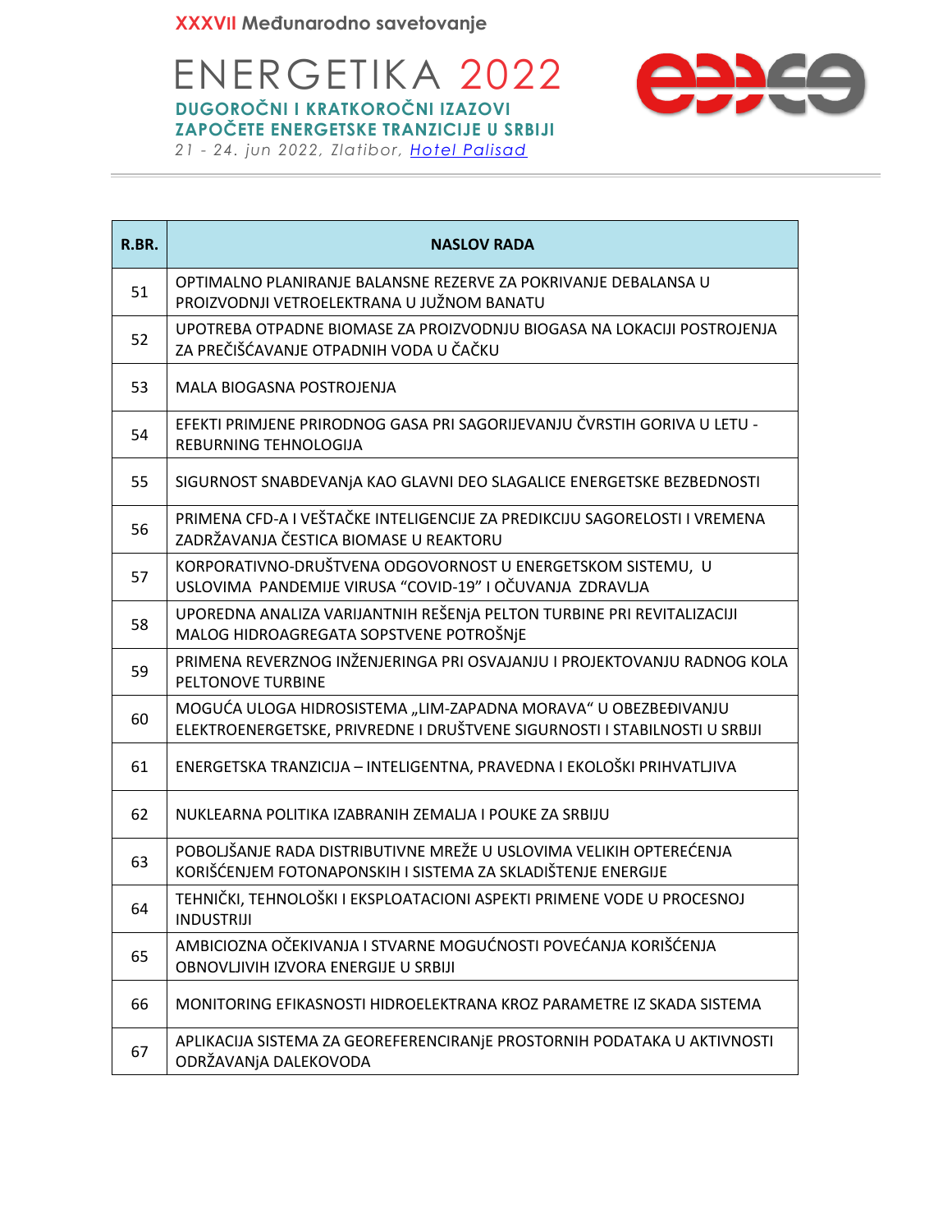| R.BR. | NASLOV RADA |
|---|---|
| 51 | OPTIMALNO PLANIRANJE BALANSNE REZERVE ZA POKRIVANJE DEBALANSA U PROIZVODNJI VETROELEKTRANA U JUŽNOM BANATU |
| 52 | UPOTREBA OTPADNE BIOMASE ZA PROIZVODNJU BIOGASA NA LOKACIJI POSTROJENJA ZA PREČIŠĆAVANJE OTPADNIH VODA U ČAČKU |
| 53 | MALA BIOGASNA POSTROJENJA |
| 54 | EFEKTI PRIMJENE PRIRODNOG GASA PRI SAGORIJEVANJU ČVRSTIH GORIVA U LETU - REBURNING TEHNOLOGIJA |
| 55 | SIGURNOST SNABDEVANjA KAO GLAVNI DEO SLAGALICE ENERGETSKE BEZBEDNOSTI |
| 56 | PRIMENA CFD-A I VEŠTAČKE INTELIGENCIJE ZA PREDIKCIJU SAGORELOSTI I VREMENA ZADRŽAVANJA ČESTICA BIOMASE U REAKTORU |
| 57 | KORPORATIVNO-DRUŠTVENA ODGOVORNOST U ENERGETSKOM SISTEMU, U USLOVIMA PANDEMIJE VIRUSA "COVID-19" I OČUVANJA ZDRAVLJA |
| 58 | UPOREDNA ANALIZA VARIJANTNIH REŠENjA PELTON TURBINE PRI REVITALIZACIJI MALOG HIDROAGREGATA SOPSTVENE POTROŠNjE |
| 59 | PRIMENA REVERZNOG INŽENJERINGA PRI OSVAJANJU I PROJEKTOVANJU RADNOG KOLA PELTONOVE TURBINE |
| 60 | MOGUĆA ULOGA HIDROSISTEMA „LIM-ZAPADNA MORAVA" U OBEZBEĐIVANJU ELEKTROENERGETSKE, PRIVREDNE I DRUŠTVENE SIGURNOSTI I STABILNOSTI U SRBIJI |
| 61 | ENERGETSKA TRANZICIJA – INTELIGENTNA, PRAVEDNA I EKOLOŠKI PRIHVATLJIVA |
| 62 | NUKLEARNA POLITIKA IZABRANIH ZEMALJA I POUKE ZA SRBIJU |
| 63 | POBOLJŠANJE RADA DISTRIBUTIVNE MREŽE U USLOVIMA VELIKIH OPTEREĆENJA KORIŠĆENJEM FOTONAPONSKIH I SISTEMA ZA SKLADIŠTENJE ENERGIJE |
| 64 | TEHNIČKI, TEHNOLOŠKI I EKSPLOATACIONI ASPEKTI PRIMENE VODE U PROCESNOJ INDUSTRIJI |
| 65 | AMBICIOZNA OČEKIVANJA I STVARNE MOGUĆNOSTI POVEĆANJA KORIŠĆENJA OBNOVLJIVIH IZVORA ENERGIJE U SRBIJI |
| 66 | MONITORING EFIKASNOSTI HIDROELEKTRANA KROZ PARAMETRE IZ SKADA SISTEMA |
| 67 | APLIKACIJA SISTEMA ZA GEOREFERENCIRANjE PROSTORNIH PODATAKA U AKTIVNOSTI ODRŽAVANjA DALEKOVODA |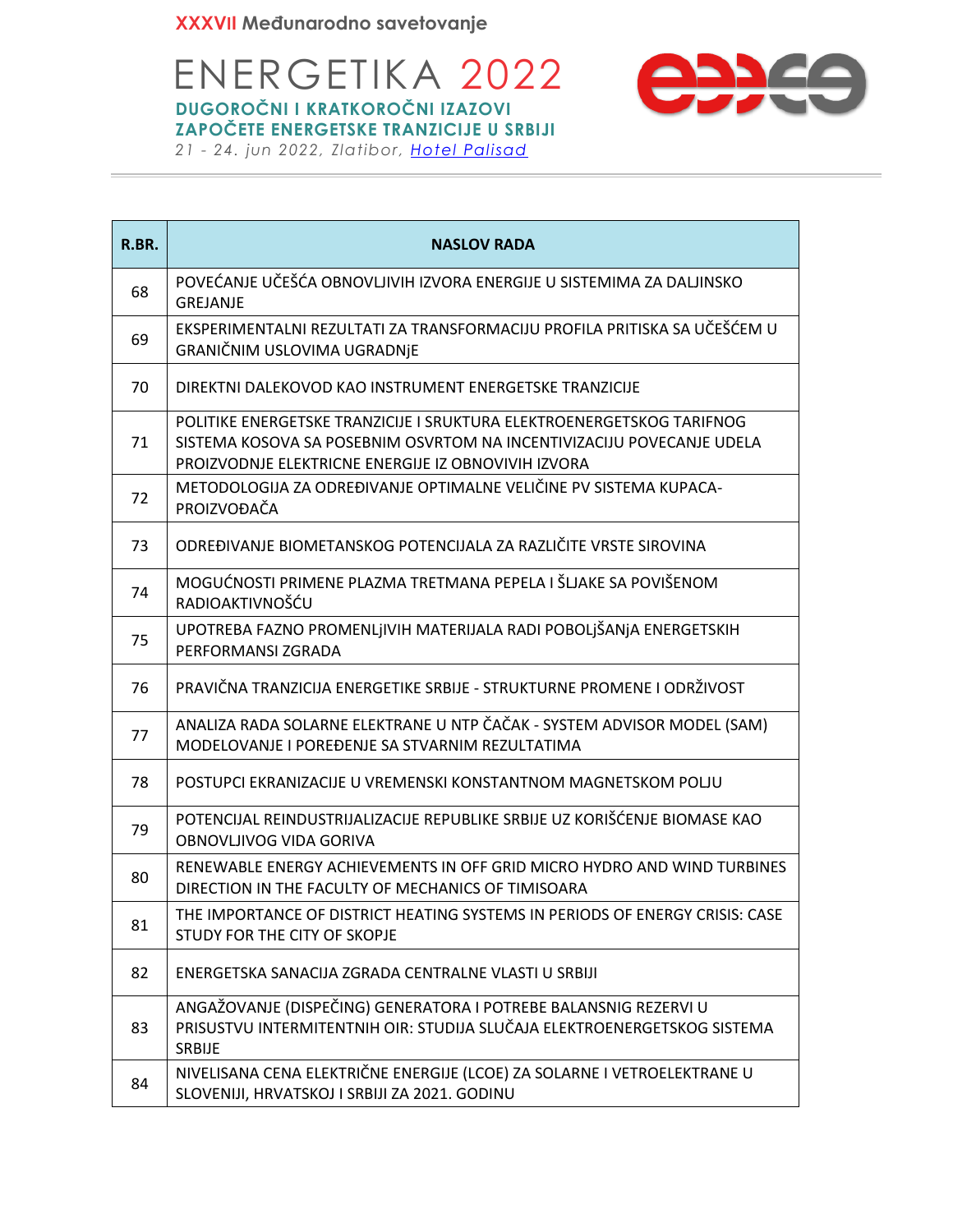| R.BR. | NASLOV RADA |
|---|---|
| 68 | POVEĆANJE UČEŠĆA OBNOVLJIVIH IZVORA ENERGIJE U SISTEMIMA ZA DALJINSKO GREJANJE |
| 69 | EKSPERIMENTALNI REZULTATI ZA TRANSFORMACIJU PROFILA PRITISKA SA UČEŠĆEM U GRANIČNIM USLOVIMA UGRADNjE |
| 70 | DIREKTNI DALEKOVOD KAO INSTRUMENT ENERGETSKE TRANZICIJE |
| 71 | POLITIKE ENERGETSKE TRANZICIJE I SRUKTURA ELEKTROENERGETSKOG TARIFNOG SISTEMA KOSOVA SA POSEBNIM OSVRTOM NA INCENTIVIZACIJU POVECANJE UDELA PROIZVODNJE ELEKTRICNE ENERGIJE IZ OBNOVIVIH IZVORA |
| 72 | METODOLOGIJA ZA ODREĐIVANJE OPTIMALNE VELIČINE PV SISTEMA KUPACA-PROIZVOĐAČA |
| 73 | ODREĐIVANJE BIOMETANSKOG POTENCIJALA ZA RAZLIČITE VRSTE SIROVINA |
| 74 | MOGUĆNOSTI PRIMENE PLAZMA TRETMANA PEPELA I ŠLJAKE SA POVIŠENOM RADIOAKTIVNOŠĆU |
| 75 | UPOTREBA FAZNO PROMENLjIVIH MATERIJALA RADI POBOLjŠANjA ENERGETSKIH PERFORMANSI ZGRADA |
| 76 | PRAVIČNA TRANZICIJA ENERGETIKE SRBIJE - STRUKTURNE PROMENE I ODRŽIVOST |
| 77 | ANALIZA RADA SOLARNE ELEKTRANE U NTP ČAČAK - SYSTEM ADVISOR MODEL (SAM) MODELOVANJE I POREĐENJE SA STVARNIM REZULTATIMA |
| 78 | POSTUPCI EKRANIZACIJE U VREMENSKI KONSTANTNOM MAGNETSKOM POLJU |
| 79 | POTENCIJAL REINDUSTRIJALIZACIJE REPUBLIKE SRBIJE UZ KORIŠĆENJE BIOMASE KAO OBNOVLJIVOG VIDA GORIVA |
| 80 | RENEWABLE ENERGY ACHIEVEMENTS IN OFF GRID MICRO HYDRO AND WIND TURBINES DIRECTION IN THE FACULTY OF MECHANICS OF TIMISOARA |
| 81 | THE IMPORTANCE OF DISTRICT HEATING SYSTEMS IN PERIODS OF ENERGY CRISIS: CASE STUDY FOR THE CITY OF SKOPJE |
| 82 | ENERGETSKA SANACIJA ZGRADA CENTRALNE VLASTI U SRBIJI |
| 83 | ANGAŽOVANJE (DISPEČING) GENERATORA I POTREBE BALANSNIG REZERVI U PRISUSTVU INTERMITENTNIH OIR: STUDIJA SLUČAJA ELEKTROENERGETSKOG SISTEMA SRBIJE |
| 84 | NIVELISANA CENA ELEKTRIČNE ENERGIJE (LCOE) ZA SOLARNE I VETROELEKTRANE U SLOVENIJI, HRVATSKOJ I SRBIJI ZA 2021. GODINU |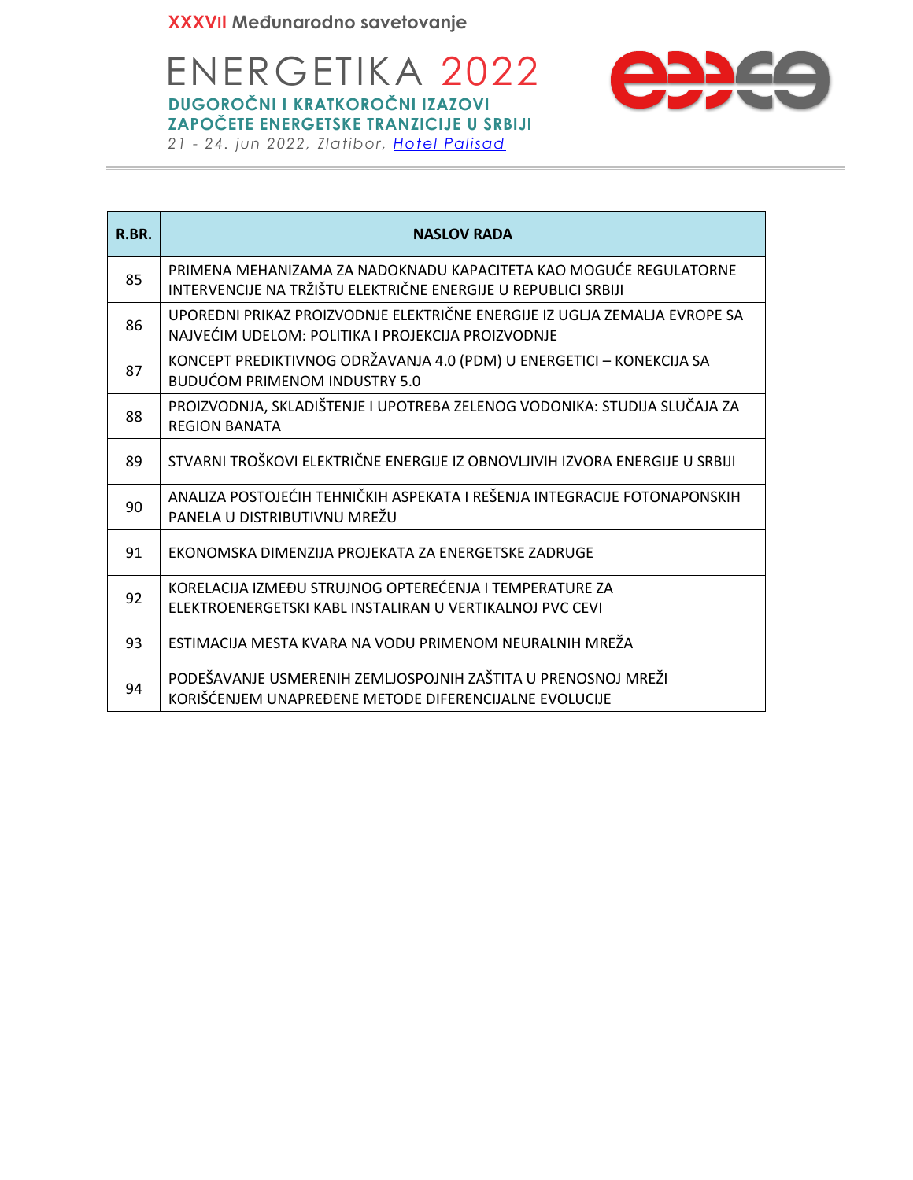| R.BR. | NASLOV RADA |
|---|---|
| 85 | PRIMENA MEHANIZAMA ZA NADOKNADU KAPACITETA KAO MOGUĆE REGULATORNE INTERVENCIJE NA TRŽIŠTU ELEKTRIČNE ENERGIJE U REPUBLICI SRBIJI |
| 86 | UPOREDNI PRIKAZ PROIZVODNJE ELEKTRIČNE ENERGIJE IZ UGLJA ZEMALJA EVROPE SA NAJVEĆIM UDELOM: POLITIKA I PROJEKCIJA PROIZVODNJE |
| 87 | KONCEPT PREDIKTIVNOG ODRŽAVANJA 4.0 (PDM) U ENERGETICI – KONEKCIJA SA BUDUĆOM PRIMENOM INDUSTRY 5.0 |
| 88 | PROIZVODNJA, SKLADIŠTENJE I UPOTREBA ZELENOG VODONIKA: STUDIJA SLUČAJA ZA REGION BANATA |
| 89 | STVARNI TROŠKOVI ELEKTRIČNE ENERGIJE IZ OBNOVLJIVIH IZVORA ENERGIJE U SRBIJI |
| 90 | ANALIZA POSTOJEĆIH TEHNIČKIH ASPEKATA I REŠENJA INTEGRACIJE FOTONAPONSKIH PANELA U DISTRIBUTIVNU MREŽU |
| 91 | EKONOMSKA DIMENZIJA PROJEKATA ZA ENERGETSKE ZADRUGE |
| 92 | KORELACIJA IZMEĐU STRUJNOG OPTEREĆENJA I TEMPERATURE ZA ELEKTROENERGETSKI KABL INSTALIRAN U VERTIKALNOJ PVC CEVI |
| 93 | ESTIMACIJA MESTA KVARA NA VODU PRIMENOM NEURALNIH MREŽA |
| 94 | PODEŠAVANJE USMERENIH ZEMLJOSPOJNIH ZAŠTITA U PRENOSNOJ MREŽI KORIŠĆENJEM UNAPREĐENE METODE DIFERENCIJALNE EVOLUCIJE |